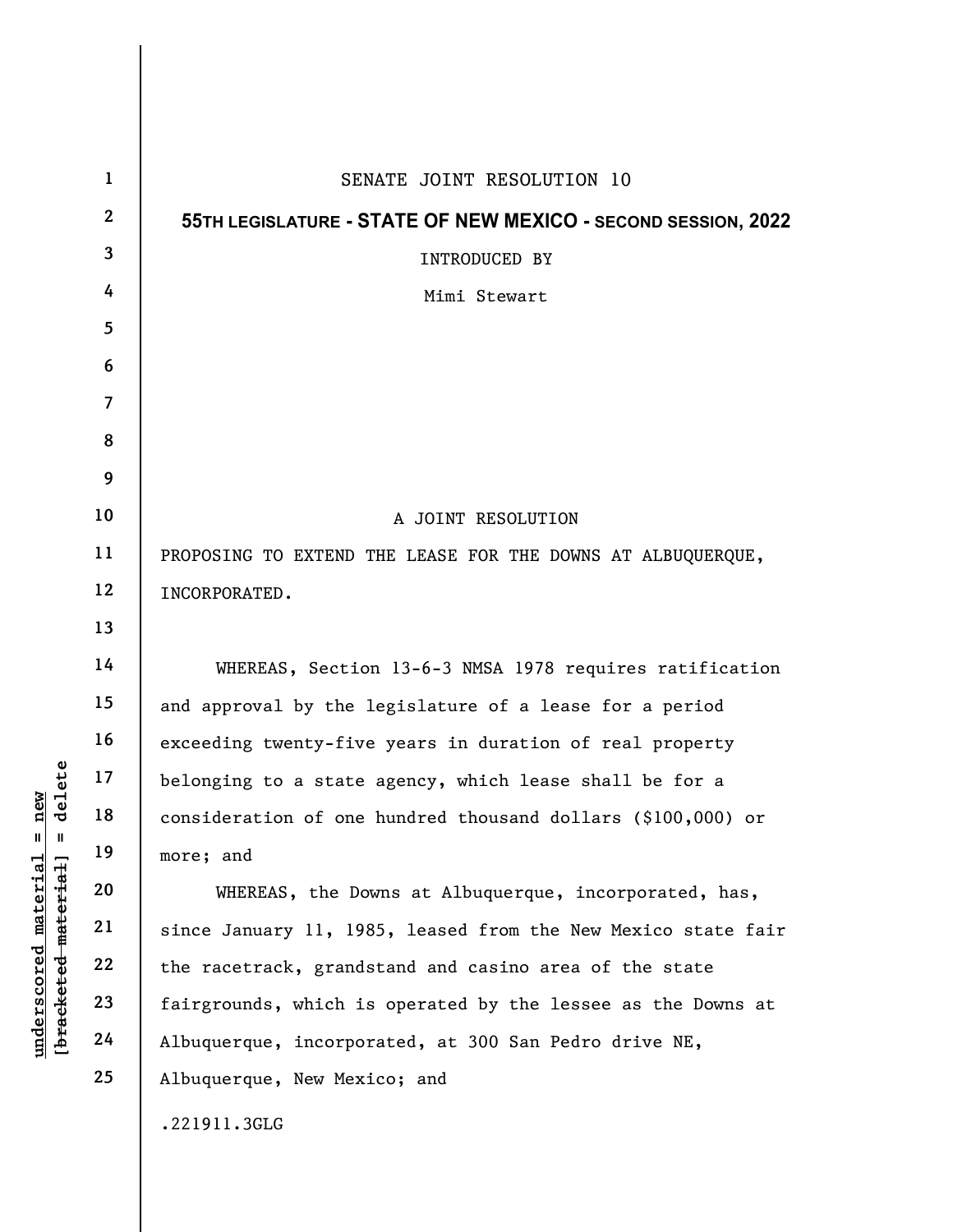SENATE JOINT RESOLUTION 10

**55TH LEGISLATURE - STATE OF NEW MEXICO - SECOND SESSION, 2022**

INTRODUCED BY

Mimi Stewart

A JOINT RESOLUTION

PROPOSING TO EXTEND THE LEASE FOR THE DOWNS AT ALBUQUERQUE, INCORPORATED.

WHEREAS, Section 13-6-3 NMSA 1978 requires ratification and approval by the legislature of a lease for a period exceeding twenty-five years in duration of real property belonging to a state agency, which lease shall be for a consideration of one hundred thousand dollars ($100,000) or more; and

WHEREAS, the Downs at Albuquerque, incorporated, has, since January 11, 1985, leased from the New Mexico state fair the racetrack, grandstand and casino area of the state fairgrounds, which is operated by the lessee as the Downs at Albuquerque, incorporated, at 300 San Pedro drive NE, Albuquerque, New Mexico; and

.221911.3GLG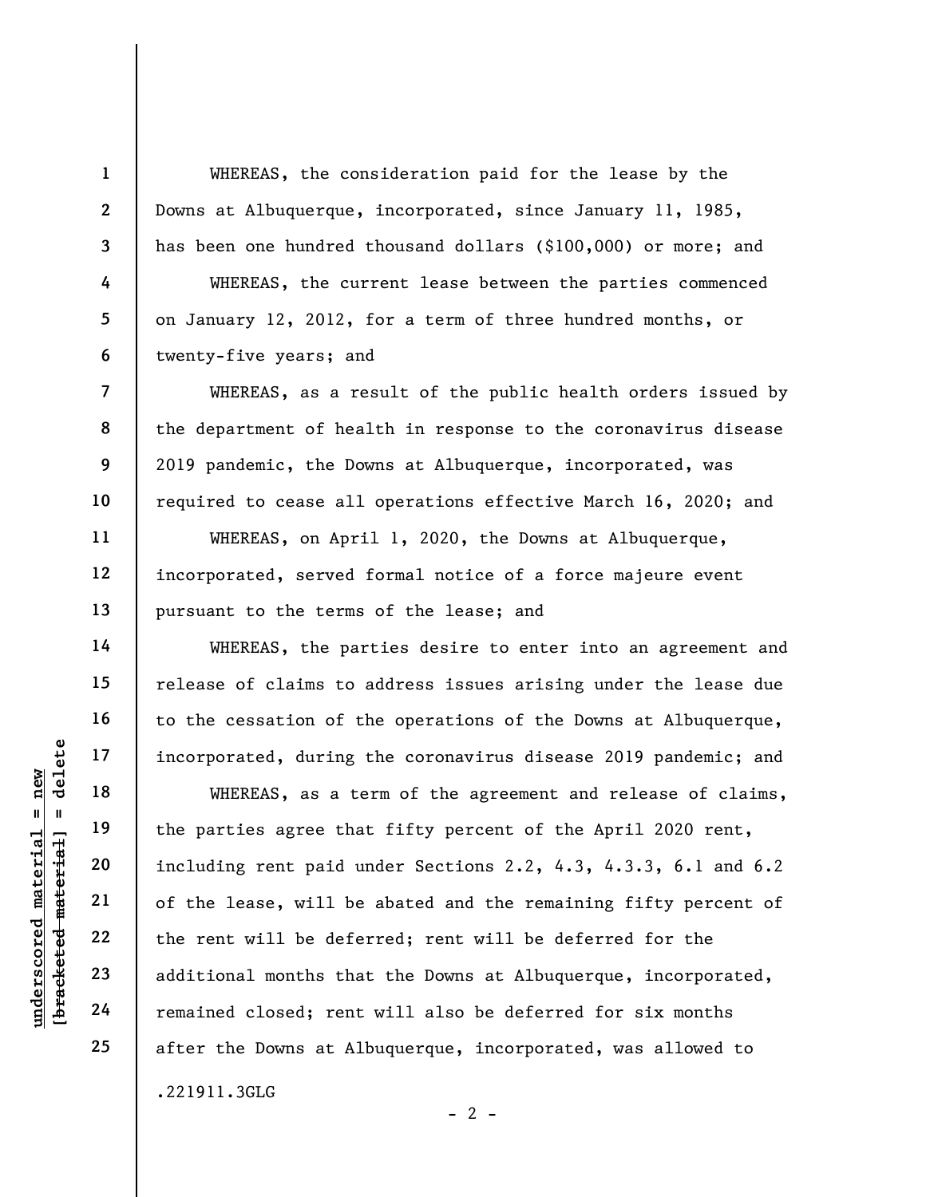WHEREAS, the consideration paid for the lease by the Downs at Albuquerque, incorporated, since January 11, 1985, has been one hundred thousand dollars ($100,000) or more; and

WHEREAS, the current lease between the parties commenced on January 12, 2012, for a term of three hundred months, or twenty-five years; and

WHEREAS, as a result of the public health orders issued by the department of health in response to the coronavirus disease 2019 pandemic, the Downs at Albuquerque, incorporated, was required to cease all operations effective March 16, 2020; and

WHEREAS, on April 1, 2020, the Downs at Albuquerque, incorporated, served formal notice of a force majeure event pursuant to the terms of the lease; and

WHEREAS, the parties desire to enter into an agreement and release of claims to address issues arising under the lease due to the cessation of the operations of the Downs at Albuquerque, incorporated, during the coronavirus disease 2019 pandemic; and

WHEREAS, as a term of the agreement and release of claims, the parties agree that fifty percent of the April 2020 rent, including rent paid under Sections 2.2, 4.3, 4.3.3, 6.1 and 6.2 of the lease, will be abated and the remaining fifty percent of the rent will be deferred; rent will be deferred for the additional months that the Downs at Albuquerque, incorporated, remained closed; rent will also be deferred for six months after the Downs at Albuquerque, incorporated, was allowed to

.221911.3GLG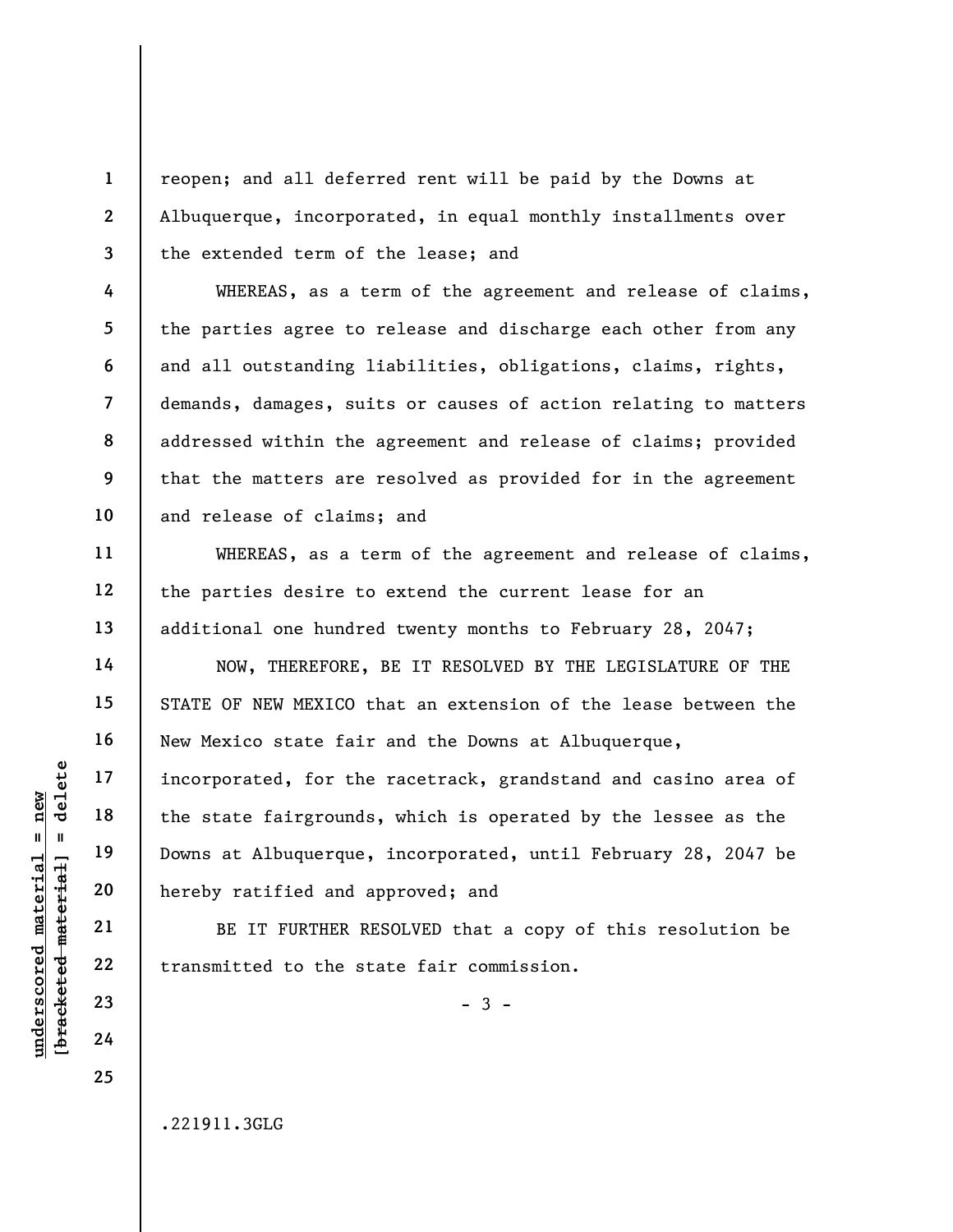reopen; and all deferred rent will be paid by the Downs at Albuquerque, incorporated, in equal monthly installments over the extended term of the lease; and

WHEREAS, as a term of the agreement and release of claims, the parties agree to release and discharge each other from any and all outstanding liabilities, obligations, claims, rights, demands, damages, suits or causes of action relating to matters addressed within the agreement and release of claims; provided that the matters are resolved as provided for in the agreement and release of claims; and

WHEREAS, as a term of the agreement and release of claims, the parties desire to extend the current lease for an additional one hundred twenty months to February 28, 2047;

NOW, THEREFORE, BE IT RESOLVED BY THE LEGISLATURE OF THE STATE OF NEW MEXICO that an extension of the lease between the New Mexico state fair and the Downs at Albuquerque, incorporated, for the racetrack, grandstand and casino area of the state fairgrounds, which is operated by the lessee as the Downs at Albuquerque, incorporated, until February 28, 2047 be hereby ratified and approved; and

BE IT FURTHER RESOLVED that a copy of this resolution be transmitted to the state fair commission.

.221911.3GLG